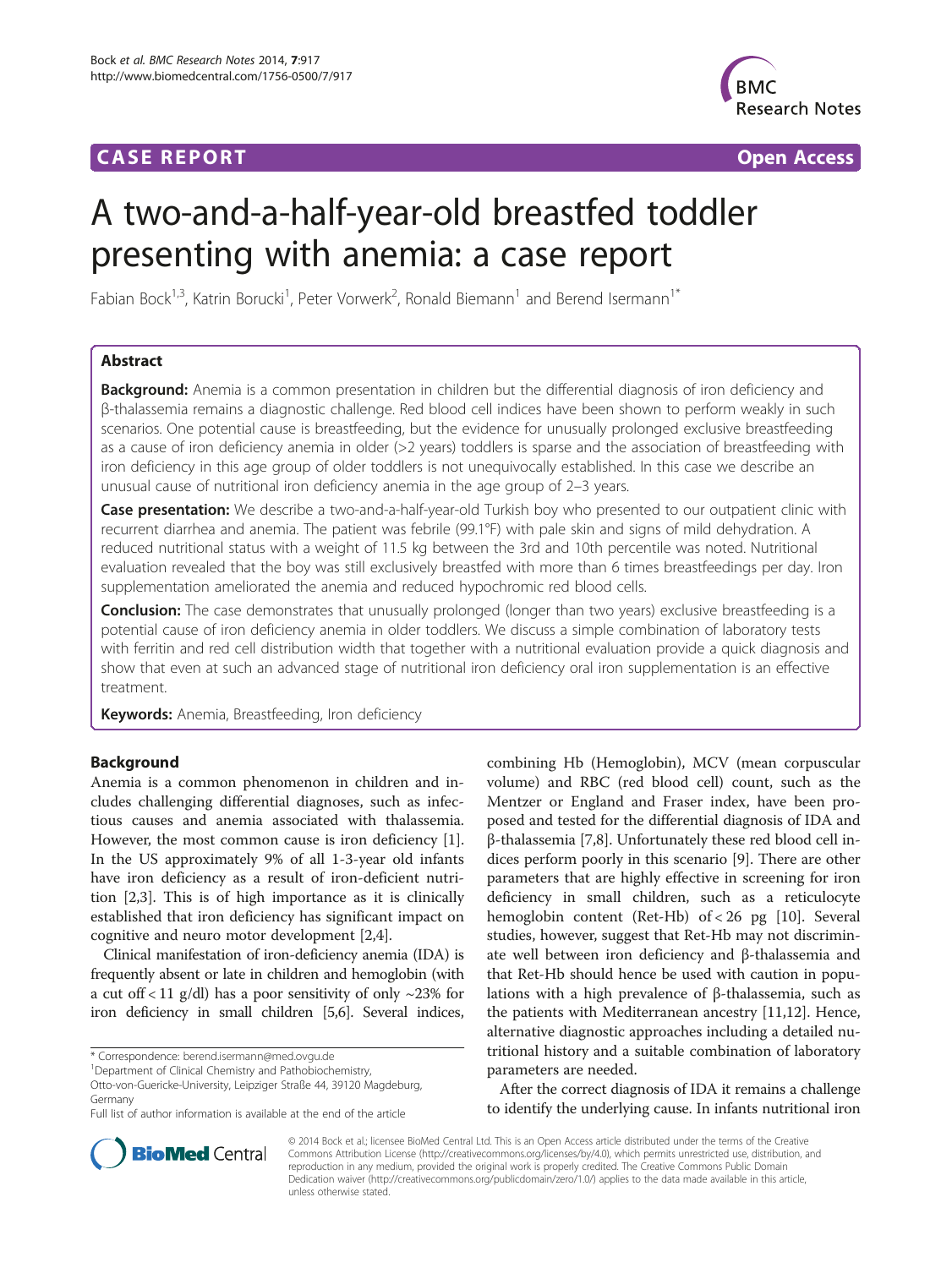**CASE REPORT** **Open Access**

# A two-and-a-half-year-old breastfed toddler presenting with anemia: a case report

Fabian Bock[1,3], Katrin Borucki[1], Peter Vorwerk[2], Ronald Biemann[1] and Berend Isermann[1*]

## Abstract

**Background:** Anemia is a common presentation in children but the differential diagnosis of iron deficiency and β-thalassemia remains a diagnostic challenge. Red blood cell indices have been shown to perform weakly in such scenarios. One potential cause is breastfeeding, but the evidence for unusually prolonged exclusive breastfeeding as a cause of iron deficiency anemia in older (>2 years) toddlers is sparse and the association of breastfeeding with iron deficiency in this age group of older toddlers is not unequivocally established. In this case we describe an unusual cause of nutritional iron deficiency anemia in the age group of 2–3 years.

**Case presentation:** We describe a two-and-a-half-year-old Turkish boy who presented to our outpatient clinic with recurrent diarrhea and anemia. The patient was febrile (99.1°F) with pale skin and signs of mild dehydration. A reduced nutritional status with a weight of 11.5 kg between the 3rd and 10th percentile was noted. Nutritional evaluation revealed that the boy was still exclusively breastfed with more than 6 times breastfeedings per day. Iron supplementation ameliorated the anemia and reduced hypochromic red blood cells.

**Conclusion:** The case demonstrates that unusually prolonged (longer than two years) exclusive breastfeeding is a potential cause of iron deficiency anemia in older toddlers. We discuss a simple combination of laboratory tests with ferritin and red cell distribution width that together with a nutritional evaluation provide a quick diagnosis and show that even at such an advanced stage of nutritional iron deficiency oral iron supplementation is an effective treatment.

**Keywords:** Anemia, Breastfeeding, Iron deficiency

## Background

Anemia is a common phenomenon in children and includes challenging differential diagnoses, such as infectious causes and anemia associated with thalassemia. However, the most common cause is iron deficiency [1]. In the US approximately 9% of all 1-3-year old infants have iron deficiency as a result of iron-deficient nutrition [2,3]. This is of high importance as it is clinically established that iron deficiency has significant impact on cognitive and neuro motor development [2,4].

Clinical manifestation of iron-deficiency anemia (IDA) is frequently absent or late in children and hemoglobin (with a cut off < 11 g/dl) has a poor sensitivity of only ~23% for iron deficiency in small children [5,6]. Several indices, combining Hb (Hemoglobin), MCV (mean corpuscular volume) and RBC (red blood cell) count, such as the Mentzer or England and Fraser index, have been proposed and tested for the differential diagnosis of IDA and β-thalassemia [7,8]. Unfortunately these red blood cell indices perform poorly in this scenario [9]. There are other parameters that are highly effective in screening for iron deficiency in small children, such as a reticulocyte hemoglobin content (Ret-Hb) of < 26 pg [10]. Several studies, however, suggest that Ret-Hb may not discriminate well between iron deficiency and β-thalassemia and that Ret-Hb should hence be used with caution in populations with a high prevalence of β-thalassemia, such as the patients with Mediterranean ancestry [11,12]. Hence, alternative diagnostic approaches including a detailed nutritional history and a suitable combination of laboratory parameters are needed.

After the correct diagnosis of IDA it remains a challenge to identify the underlying cause. In infants nutritional iron

\* Correspondence: berend.isermann@med.ovgu.de
[1]Department of Clinical Chemistry and Pathobiochemistry, Otto-von-Guericke-University, Leipziger Straße 44, 39120 Magdeburg, Germany
Full list of author information is available at the end of the article

© 2014 Bock et al.; licensee BioMed Central Ltd. This is an Open Access article distributed under the terms of the Creative Commons Attribution License (http://creativecommons.org/licenses/by/4.0), which permits unrestricted use, distribution, and reproduction in any medium, provided the original work is properly credited. The Creative Commons Public Domain Dedication waiver (http://creativecommons.org/publicdomain/zero/1.0/) applies to the data made available in this article, unless otherwise stated.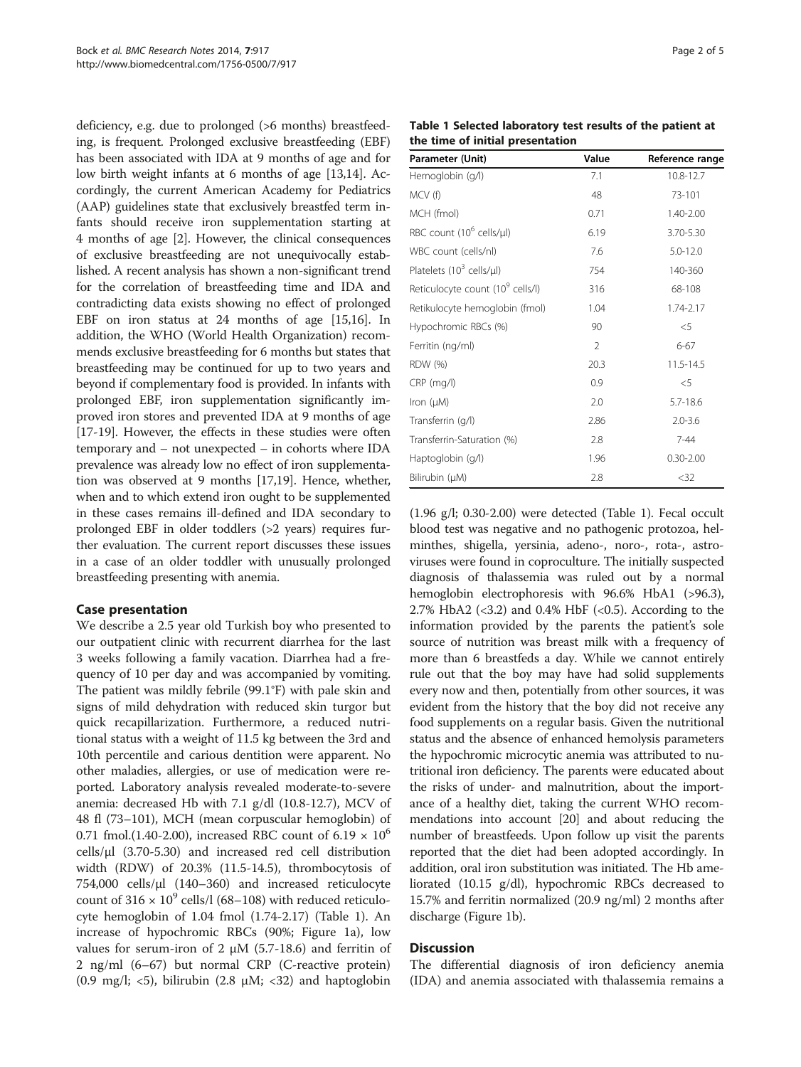deficiency, e.g. due to prolonged (>6 months) breastfeeding, is frequent. Prolonged exclusive breastfeeding (EBF) has been associated with IDA at 9 months of age and for low birth weight infants at 6 months of age [13,14]. Accordingly, the current American Academy for Pediatrics (AAP) guidelines state that exclusively breastfed term infants should receive iron supplementation starting at 4 months of age [2]. However, the clinical consequences of exclusive breastfeeding are not unequivocally established. A recent analysis has shown a non-significant trend for the correlation of breastfeeding time and IDA and contradicting data exists showing no effect of prolonged EBF on iron status at 24 months of age [15,16]. In addition, the WHO (World Health Organization) recommends exclusive breastfeeding for 6 months but states that breastfeeding may be continued for up to two years and beyond if complementary food is provided. In infants with prolonged EBF, iron supplementation significantly improved iron stores and prevented IDA at 9 months of age [17-19]. However, the effects in these studies were often temporary and – not unexpected – in cohorts where IDA prevalence was already low no effect of iron supplementation was observed at 9 months [17,19]. Hence, whether, when and to which extend iron ought to be supplemented in these cases remains ill-defined and IDA secondary to prolonged EBF in older toddlers (>2 years) requires further evaluation. The current report discusses these issues in a case of an older toddler with unusually prolonged breastfeeding presenting with anemia.

## Case presentation

We describe a 2.5 year old Turkish boy who presented to our outpatient clinic with recurrent diarrhea for the last 3 weeks following a family vacation. Diarrhea had a frequency of 10 per day and was accompanied by vomiting. The patient was mildly febrile (99.1°F) with pale skin and signs of mild dehydration with reduced skin turgor but quick recapillarization. Furthermore, a reduced nutritional status with a weight of 11.5 kg between the 3rd and 10th percentile and carious dentition were apparent. No other maladies, allergies, or use of medication were reported. Laboratory analysis revealed moderate-to-severe anemia: decreased Hb with 7.1 g/dl (10.8-12.7), MCV of 48 fl (73–101), MCH (mean corpuscular hemoglobin) of 0.71 fmol.(1.40-2.00), increased RBC count of $6.19 \times 10^6$ cells/μl (3.70-5.30) and increased red cell distribution width (RDW) of 20.3% (11.5-14.5), thrombocytosis of 754,000 cells/μl (140–360) and increased reticulocyte count of $316 \times 10^9$ cells/l (68–108) with reduced reticulocyte hemoglobin of 1.04 fmol (1.74-2.17) (Table 1). An increase of hypochromic RBCs (90%; Figure 1a), low values for serum-iron of 2 μM (5.7-18.6) and ferritin of 2 ng/ml (6–67) but normal CRP (C-reactive protein) (0.9 mg/l; <5), bilirubin (2.8 μM; <32) and haptoglobin (1.96 g/l; 0.30-2.00) were detected (Table 1). Fecal occult blood test was negative and no pathogenic protozoa, helminthes, shigella, yersinia, adeno-, noro-, rota-, astroviruses were found in coproculture. The initially suspected diagnosis of thalassemia was ruled out by a normal hemoglobin electrophoresis with 96.6% HbA1 (>96.3), 2.7% HbA2 (<3.2) and 0.4% HbF (<0.5). According to the information provided by the parents the patient's sole source of nutrition was breast milk with a frequency of more than 6 breastfeds a day. While we cannot entirely rule out that the boy may have had solid supplements every now and then, potentially from other sources, it was evident from the history that the boy did not receive any food supplements on a regular basis. Given the nutritional status and the absence of enhanced hemolysis parameters the hypochromic microcytic anemia was attributed to nutritional iron deficiency. The parents were educated about the risks of under- and malnutrition, about the importance of a healthy diet, taking the current WHO recommendations into account [20] and about reducing the number of breastfeeds. Upon follow up visit the parents reported that the diet had been adopted accordingly. In addition, oral iron substitution was initiated. The Hb ameliorated (10.15 g/dl), hypochromic RBCs decreased to 15.7% and ferritin normalized (20.9 ng/ml) 2 months after discharge (Figure 1b).

**Table 1 Selected laboratory test results of the patient at the time of initial presentation**

| Parameter (Unit) | Value | Reference range |
|---|---|---|
| Hemoglobin (g/l) | 7.1 | 10.8-12.7 |
| MCV (f) | 48 | 73-101 |
| MCH (fmol) | 0.71 | 1.40-2.00 |
| RBC count ($10^6$ cells/μl) | 6.19 | 3.70-5.30 |
| WBC count (cells/nl) | 7.6 | 5.0-12.0 |
| Platelets ($10^3$ cells/μl) | 754 | 140-360 |
| Reticulocyte count ($10^9$ cells/l) | 316 | 68-108 |
| Retikulocyte hemoglobin (fmol) | 1.04 | 1.74-2.17 |
| Hypochromic RBCs (%) | 90 | <5 |
| Ferritin (ng/ml) | 2 | 6-67 |
| RDW (%) | 20.3 | 11.5-14.5 |
| CRP (mg/l) | 0.9 | <5 |
| Iron (μM) | 2.0 | 5.7-18.6 |
| Transferrin (g/l) | 2.86 | 2.0-3.6 |
| Transferrin-Saturation (%) | 2.8 | 7-44 |
| Haptoglobin (g/l) | 1.96 | 0.30-2.00 |
| Bilirubin (μM) | 2.8 | <32 |

## Discussion

The differential diagnosis of iron deficiency anemia (IDA) and anemia associated with thalassemia remains a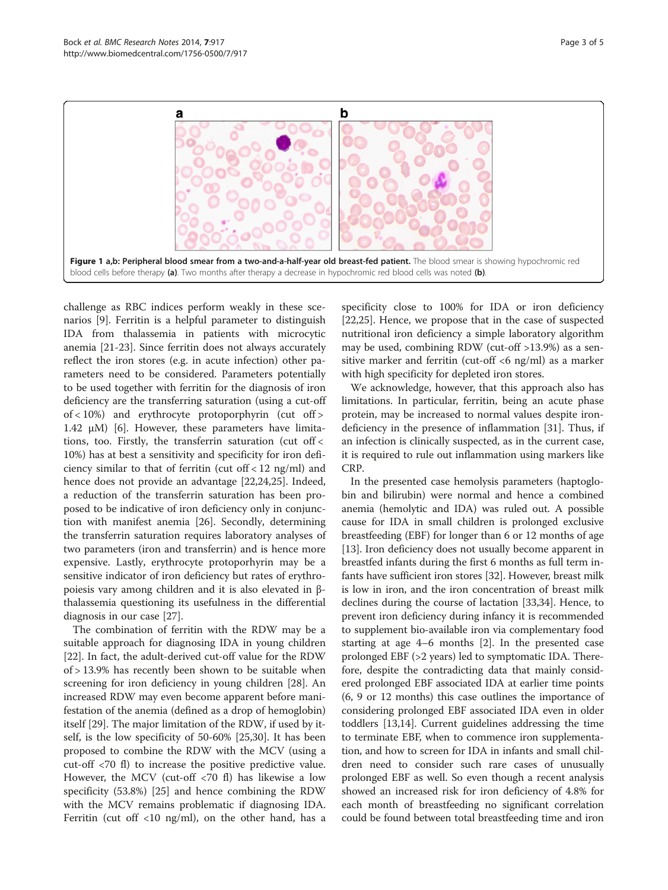**Figure 1 a,b: Peripheral blood smear from a two-and-a-half-year old breast-fed patient.** The blood smear is showing hypochromic red blood cells before therapy **(a)**. Two months after therapy a decrease in hypochromic red blood cells was noted **(b)**.

challenge as RBC indices perform weakly in these scenarios [9]. Ferritin is a helpful parameter to distinguish IDA from thalassemia in patients with microcytic anemia [21-23]. Since ferritin does not always accurately reflect the iron stores (e.g. in acute infection) other parameters need to be considered. Parameters potentially to be used together with ferritin for the diagnosis of iron deficiency are the transferring saturation (using a cut-off of < 10%) and erythrocyte protoporphyrin (cut off > 1.42 μM) [6]. However, these parameters have limitations, too. Firstly, the transferrin saturation (cut off < 10%) has at best a sensitivity and specificity for iron deficiency similar to that of ferritin (cut off < 12 ng/ml) and hence does not provide an advantage [22,24,25]. Indeed, a reduction of the transferrin saturation has been proposed to be indicative of iron deficiency only in conjunction with manifest anemia [26]. Secondly, determining the transferrin saturation requires laboratory analyses of two parameters (iron and transferrin) and is hence more expensive. Lastly, erythrocyte protoporhyrin may be a sensitive indicator of iron deficiency but rates of erythropoiesis vary among children and it is also elevated in β-thalassemia questioning its usefulness in the differential diagnosis in our case [27].

The combination of ferritin with the RDW may be a suitable approach for diagnosing IDA in young children [22]. In fact, the adult-derived cut-off value for the RDW of > 13.9% has recently been shown to be suitable when screening for iron deficiency in young children [28]. An increased RDW may even become apparent before manifestation of the anemia (defined as a drop of hemoglobin) itself [29]. The major limitation of the RDW, if used by itself, is the low specificity of 50-60% [25,30]. It has been proposed to combine the RDW with the MCV (using a cut-off <70 fl) to increase the positive predictive value. However, the MCV (cut-off <70 fl) has likewise a low specificity (53.8%) [25] and hence combining the RDW with the MCV remains problematic if diagnosing IDA. Ferritin (cut off <10 ng/ml), on the other hand, has a specificity close to 100% for IDA or iron deficiency [22,25]. Hence, we propose that in the case of suspected nutritional iron deficiency a simple laboratory algorithm may be used, combining RDW (cut-off >13.9%) as a sensitive marker and ferritin (cut-off <6 ng/ml) as a marker with high specificity for depleted iron stores.

We acknowledge, however, that this approach also has limitations. In particular, ferritin, being an acute phase protein, may be increased to normal values despite iron-deficiency in the presence of inflammation [31]. Thus, if an infection is clinically suspected, as in the current case, it is required to rule out inflammation using markers like CRP.

In the presented case hemolysis parameters (haptoglobin and bilirubin) were normal and hence a combined anemia (hemolytic and IDA) was ruled out. A possible cause for IDA in small children is prolonged exclusive breastfeeding (EBF) for longer than 6 or 12 months of age [13]. Iron deficiency does not usually become apparent in breastfed infants during the first 6 months as full term infants have sufficient iron stores [32]. However, breast milk is low in iron, and the iron concentration of breast milk declines during the course of lactation [33,34]. Hence, to prevent iron deficiency during infancy it is recommended to supplement bio-available iron via complementary food starting at age 4–6 months [2]. In the presented case prolonged EBF (>2 years) led to symptomatic IDA. Therefore, despite the contradicting data that mainly considered prolonged EBF associated IDA at earlier time points (6, 9 or 12 months) this case outlines the importance of considering prolonged EBF associated IDA even in older toddlers [13,14]. Current guidelines addressing the time to terminate EBF, when to commence iron supplementation, and how to screen for IDA in infants and small children need to consider such rare cases of unusually prolonged EBF as well. So even though a recent analysis showed an increased risk for iron deficiency of 4.8% for each month of breastfeeding no significant correlation could be found between total breastfeeding time and iron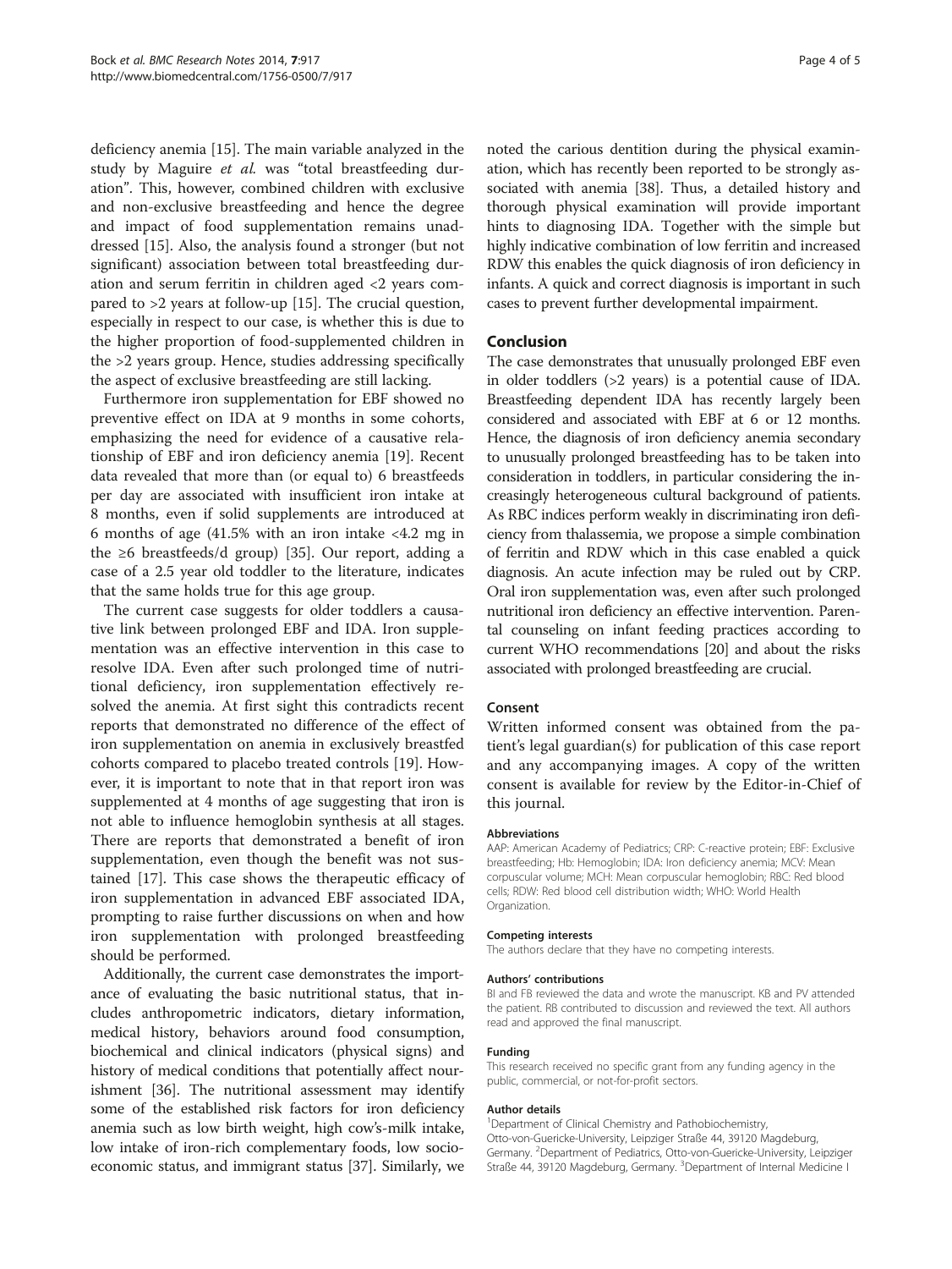deficiency anemia [15]. The main variable analyzed in the study by Maguire *et al.* was "total breastfeeding duration". This, however, combined children with exclusive and non-exclusive breastfeeding and hence the degree and impact of food supplementation remains unaddressed [15]. Also, the analysis found a stronger (but not significant) association between total breastfeeding duration and serum ferritin in children aged <2 years compared to >2 years at follow-up [15]. The crucial question, especially in respect to our case, is whether this is due to the higher proportion of food-supplemented children in the >2 years group. Hence, studies addressing specifically the aspect of exclusive breastfeeding are still lacking.

Furthermore iron supplementation for EBF showed no preventive effect on IDA at 9 months in some cohorts, emphasizing the need for evidence of a causative relationship of EBF and iron deficiency anemia [19]. Recent data revealed that more than (or equal to) 6 breastfeeds per day are associated with insufficient iron intake at 8 months, even if solid supplements are introduced at 6 months of age (41.5% with an iron intake <4.2 mg in the ≥6 breastfeeds/d group) [35]. Our report, adding a case of a 2.5 year old toddler to the literature, indicates that the same holds true for this age group.

The current case suggests for older toddlers a causative link between prolonged EBF and IDA. Iron supplementation was an effective intervention in this case to resolve IDA. Even after such prolonged time of nutritional deficiency, iron supplementation effectively resolved the anemia. At first sight this contradicts recent reports that demonstrated no difference of the effect of iron supplementation on anemia in exclusively breastfed cohorts compared to placebo treated controls [19]. However, it is important to note that in that report iron was supplemented at 4 months of age suggesting that iron is not able to influence hemoglobin synthesis at all stages. There are reports that demonstrated a benefit of iron supplementation, even though the benefit was not sustained [17]. This case shows the therapeutic efficacy of iron supplementation in advanced EBF associated IDA, prompting to raise further discussions on when and how iron supplementation with prolonged breastfeeding should be performed.

Additionally, the current case demonstrates the importance of evaluating the basic nutritional status, that includes anthropometric indicators, dietary information, medical history, behaviors around food consumption, biochemical and clinical indicators (physical signs) and history of medical conditions that potentially affect nourishment [36]. The nutritional assessment may identify some of the established risk factors for iron deficiency anemia such as low birth weight, high cow's-milk intake, low intake of iron-rich complementary foods, low socioeconomic status, and immigrant status [37]. Similarly, we noted the carious dentition during the physical examination, which has recently been reported to be strongly associated with anemia [38]. Thus, a detailed history and thorough physical examination will provide important hints to diagnosing IDA. Together with the simple but highly indicative combination of low ferritin and increased RDW this enables the quick diagnosis of iron deficiency in infants. A quick and correct diagnosis is important in such cases to prevent further developmental impairment.

## Conclusion

The case demonstrates that unusually prolonged EBF even in older toddlers (>2 years) is a potential cause of IDA. Breastfeeding dependent IDA has recently largely been considered and associated with EBF at 6 or 12 months. Hence, the diagnosis of iron deficiency anemia secondary to unusually prolonged breastfeeding has to be taken into consideration in toddlers, in particular considering the increasingly heterogeneous cultural background of patients. As RBC indices perform weakly in discriminating iron deficiency from thalassemia, we propose a simple combination of ferritin and RDW which in this case enabled a quick diagnosis. An acute infection may be ruled out by CRP. Oral iron supplementation was, even after such prolonged nutritional iron deficiency an effective intervention. Parental counseling on infant feeding practices according to current WHO recommendations [20] and about the risks associated with prolonged breastfeeding are crucial.

## Consent

Written informed consent was obtained from the patient's legal guardian(s) for publication of this case report and any accompanying images. A copy of the written consent is available for review by the Editor-in-Chief of this journal.

#### Abbreviations

AAP: American Academy of Pediatrics; CRP: C-reactive protein; EBF: Exclusive breastfeeding; Hb: Hemoglobin; IDA: Iron deficiency anemia; MCV: Mean corpuscular volume; MCH: Mean corpuscular hemoglobin; RBC: Red blood cells; RDW: Red blood cell distribution width; WHO: World Health Organization.

#### Competing interests

The authors declare that they have no competing interests.

#### Authors' contributions

BI and FB reviewed the data and wrote the manuscript. KB and PV attended the patient. RB contributed to discussion and reviewed the text. All authors read and approved the final manuscript.

#### Funding

This research received no specific grant from any funding agency in the public, commercial, or not-for-profit sectors.

#### Author details

[1]Department of Clinical Chemistry and Pathobiochemistry, Otto-von-Guericke-University, Leipziger Straße 44, 39120 Magdeburg, Germany. [2]Department of Pediatrics, Otto-von-Guericke-University, Leipziger Straße 44, 39120 Magdeburg, Germany. [3]Department of Internal Medicine I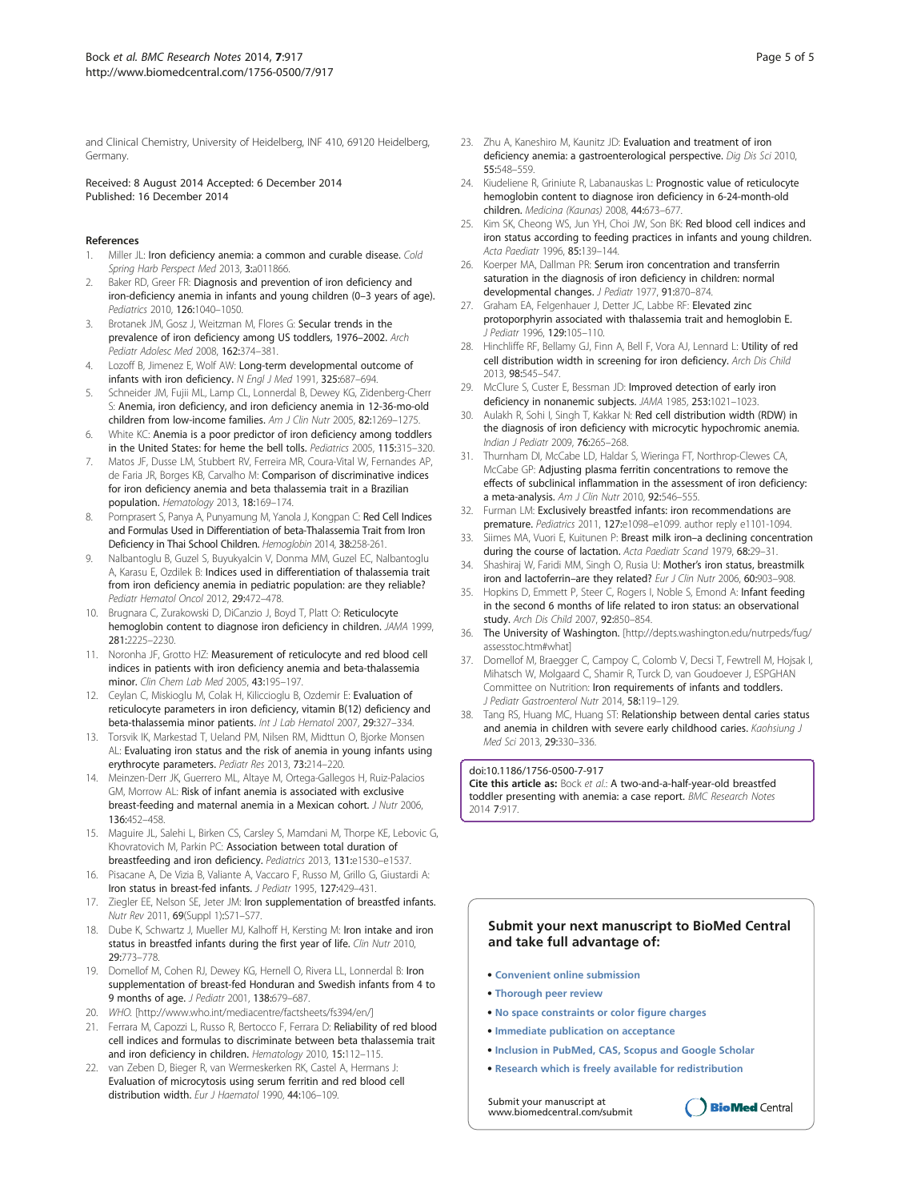and Clinical Chemistry, University of Heidelberg, INF 410, 69120 Heidelberg, Germany.

Received: 8 August 2014 Accepted: 6 December 2014
Published: 16 December 2014

## References

1. Miller JL: **Iron deficiency anemia: a common and curable disease.** *Cold Spring Harb Perspect Med* 2013, **3:**a011866.
2. Baker RD, Greer FR: **Diagnosis and prevention of iron deficiency and iron-deficiency anemia in infants and young children (0–3 years of age).** *Pediatrics* 2010, **126:**1040–1050.
3. Brotanek JM, Gosz J, Weitzman M, Flores G: **Secular trends in the prevalence of iron deficiency among US toddlers, 1976–2002.** *Arch Pediatr Adolesc Med* 2008, **162:**374–381.
4. Lozoff B, Jimenez E, Wolf AW: **Long-term developmental outcome of infants with iron deficiency.** *N Engl J Med* 1991, **325:**687–694.
5. Schneider JM, Fujii ML, Lamp CL, Lonnerdal B, Dewey KG, Zidenberg-Cherr S: **Anemia, iron deficiency, and iron deficiency anemia in 12-36-mo-old children from low-income families.** *Am J Clin Nutr* 2005, **82:**1269–1275.
6. White KC: **Anemia is a poor predictor of iron deficiency among toddlers in the United States: for heme the bell tolls.** *Pediatrics* 2005, **115:**315–320.
7. Matos JF, Dusse LM, Stubbert RV, Ferreira MR, Coura-Vital W, Fernandes AP, de Faria JR, Borges KB, Carvalho M: **Comparison of discriminative indices for iron deficiency anemia and beta thalassemia trait in a Brazilian population.** *Hematology* 2013, **18:**169–174.
8. Pornprasert S, Panya A, Punyamung M, Yanola J, Kongpan C: **Red Cell Indices and Formulas Used in Differentiation of beta-Thalassemia Trait from Iron Deficiency in Thai School Children.** *Hemoglobin* 2014, **38:**258-261.
9. Nalbantoglu B, Guzel S, Buyukyalcin V, Donma MM, Guzel EC, Nalbantoglu A, Karasu E, Ozdilek B: **Indices used in differentiation of thalassemia trait from iron deficiency anemia in pediatric population: are they reliable?** *Pediatr Hematol Oncol* 2012, **29:**472–478.
10. Brugnara C, Zurakowski D, DiCanzio J, Boyd T, Platt O: **Reticulocyte hemoglobin content to diagnose iron deficiency in children.** *JAMA* 1999, **281:**2225–2230.
11. Noronha JF, Grotto HZ: **Measurement of reticulocyte and red blood cell indices in patients with iron deficiency anemia and beta-thalassemia minor.** *Clin Chem Lab Med* 2005, **43:**195–197.
12. Ceylan C, Miskioglu M, Colak H, Kiliccioglu B, Ozdemir E: **Evaluation of reticulocyte parameters in iron deficiency, vitamin B(12) deficiency and beta-thalassemia minor patients.** *Int J Lab Hematol* 2007, **29:**327–334.
13. Torsvik IK, Markestad T, Ueland PM, Nilsen RM, Midttun O, Bjorke Monsen AL: **Evaluating iron status and the risk of anemia in young infants using erythrocyte parameters.** *Pediatr Res* 2013, **73:**214–220.
14. Meinzen-Derr JK, Guerrero ML, Altaye M, Ortega-Gallegos H, Ruiz-Palacios GM, Morrow AL: **Risk of infant anemia is associated with exclusive breast-feeding and maternal anemia in a Mexican cohort.** *J Nutr* 2006, **136:**452–458.
15. Maguire JL, Salehi L, Birken CS, Carsley S, Mamdani M, Thorpe KE, Lebovic G, Khovratovich M, Parkin PC: **Association between total duration of breastfeeding and iron deficiency.** *Pediatrics* 2013, **131:**e1530–e1537.
16. Pisacane A, De Vizia B, Valiante A, Vaccaro F, Russo M, Grillo G, Giustardi A: **Iron status in breast-fed infants.** *J Pediatr* 1995, **127:**429–431.
17. Ziegler EE, Nelson SE, Jeter JM: **Iron supplementation of breastfed infants.** *Nutr Rev* 2011, **69**(Suppl 1)**:**S71–S77.
18. Dube K, Schwartz J, Mueller MJ, Kalhoff H, Kersting M: **Iron intake and iron status in breastfed infants during the first year of life.** *Clin Nutr* 2010, **29:**773–778.
19. Domellof M, Cohen RJ, Dewey KG, Hernell O, Rivera LL, Lonnerdal B: **Iron supplementation of breast-fed Honduran and Swedish infants from 4 to 9 months of age.** *J Pediatr* 2001, **138:**679–687.
20. *WHO.* [http://www.who.int/mediacentre/factsheets/fs394/en/]
21. Ferrara M, Capozzi L, Russo R, Bertocco F, Ferrara D: **Reliability of red blood cell indices and formulas to discriminate between beta thalassemia trait and iron deficiency in children.** *Hematology* 2010, **15:**112–115.
22. van Zeben D, Bieger R, van Wermeskerken RK, Castel A, Hermans J: **Evaluation of microcytosis using serum ferritin and red blood cell distribution width.** *Eur J Haematol* 1990, **44:**106–109.
23. Zhu A, Kaneshiro M, Kaunitz JD: **Evaluation and treatment of iron deficiency anemia: a gastroenterological perspective.** *Dig Dis Sci* 2010, **55:**548–559.
24. Kiudeliene R, Griniute R, Labanauskas L: **Prognostic value of reticulocyte hemoglobin content to diagnose iron deficiency in 6-24-month-old children.** *Medicina (Kaunas)* 2008, **44:**673–677.
25. Kim SK, Cheong WS, Jun YH, Choi JW, Son BK: **Red blood cell indices and iron status according to feeding practices in infants and young children.** *Acta Paediatr* 1996, **85:**139–144.
26. Koerper MA, Dallman PR: **Serum iron concentration and transferrin saturation in the diagnosis of iron deficiency in children: normal developmental changes.** *J Pediatr* 1977, **91:**870–874.
27. Graham EA, Felgenhauer J, Detter JC, Labbe RF: **Elevated zinc protoporphyrin associated with thalassemia trait and hemoglobin E.** *J Pediatr* 1996, **129:**105–110.
28. Hinchliffe RF, Bellamy GJ, Finn A, Bell F, Vora AJ, Lennard L: **Utility of red cell distribution width in screening for iron deficiency.** *Arch Dis Child* 2013, **98:**545–547.
29. McClure S, Custer E, Bessman JD: **Improved detection of early iron deficiency in nonanemic subjects.** *JAMA* 1985, **253:**1021–1023.
30. Aulakh R, Sohi I, Singh T, Kakkar N: **Red cell distribution width (RDW) in the diagnosis of iron deficiency with microcytic hypochromic anemia.** *Indian J Pediatr* 2009, **76:**265–268.
31. Thurnham DI, McCabe LD, Haldar S, Wieringa FT, Northrop-Clewes CA, McCabe GP: **Adjusting plasma ferritin concentrations to remove the effects of subclinical inflammation in the assessment of iron deficiency: a meta-analysis.** *Am J Clin Nutr* 2010, **92:**546–555.
32. Furman LM: **Exclusively breastfed infants: iron recommendations are premature.** *Pediatrics* 2011, **127:**e1098–e1099. author reply e1101-1094.
33. Siimes MA, Vuori E, Kuitunen P: **Breast milk iron–a declining concentration during the course of lactation.** *Acta Paediatr Scand* 1979, **68:**29–31.
34. Shashiraj W, Faridi MM, Singh O, Rusia U: **Mother's iron status, breastmilk iron and lactoferrin–are they related?** *Eur J Clin Nutr* 2006, **60:**903–908.
35. Hopkins D, Emmett P, Steer C, Rogers I, Noble S, Emond A: **Infant feeding in the second 6 months of life related to iron status: an observational study.** *Arch Dis Child* 2007, **92:**850–854.
36. The University of Washington. [http://depts.washington.edu/nutrpeds/fug/assesstoc.htm#what]
37. Domellof M, Braegger C, Campoy C, Colomb V, Decsi T, Fewtrell M, Hojsak I, Mihatsch W, Molgaard C, Shamir R, Turck D, van Goudoever J, ESPGHAN Committee on Nutrition: **Iron requirements of infants and toddlers.** *J Pediatr Gastroenterol Nutr* 2014, **58:**119–129.
38. Tang RS, Huang MC, Huang ST: **Relationship between dental caries status and anemia in children with severe early childhood caries.** *Kaohsiung J Med Sci* 2013, **29:**330–336.

doi:10.1186/1756-0500-7-917
**Cite this article as:** Bock *et al.*: A two-and-a-half-year-old breastfed toddler presenting with anemia: a case report. *BMC Research Notes* 2014 **7**:917.